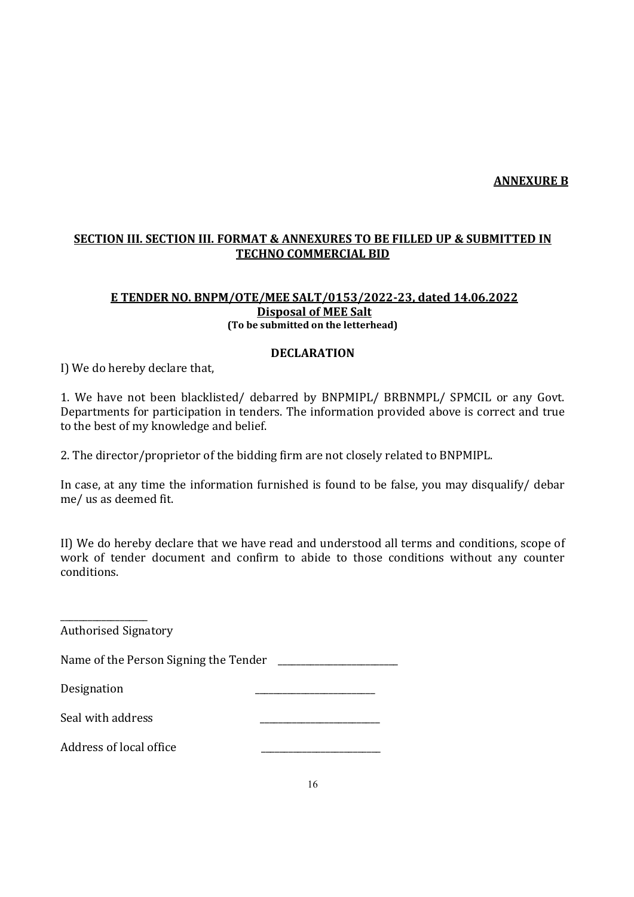**ANNEXURE B**

**SECTION III. SECTION III. FORMAT & ANNEXURES TO BE FILLED UP & SUBMITTED IN TECHNO COMMERCIAL BID**

**E TENDER NO. BNPM/OTE/MEE SALT/0153/2022-23, dated 14.06.2022**
**Disposal of MEE Salt**
**(To be submitted on the letterhead)**

**DECLARATION**

I) We do hereby declare that,

1. We have not been blacklisted/ debarred by BNPMIPL/ BRBNMPL/ SPMCIL or any Govt. Departments for participation in tenders. The information provided above is correct and true to the best of my knowledge and belief.

2. The director/proprietor of the bidding firm are not closely related to BNPMIPL.

In case, at any time the information furnished is found to be false, you may disqualify/ debar me/ us as deemed fit.

II) We do hereby declare that we have read and understood all terms and conditions, scope of work of tender document and confirm to abide to those conditions without any counter conditions.

___________________
Authorised Signatory

Name of the Person Signing the Tender ___________________________

Designation ___________________________

Seal with address ___________________________

Address of local office ___________________________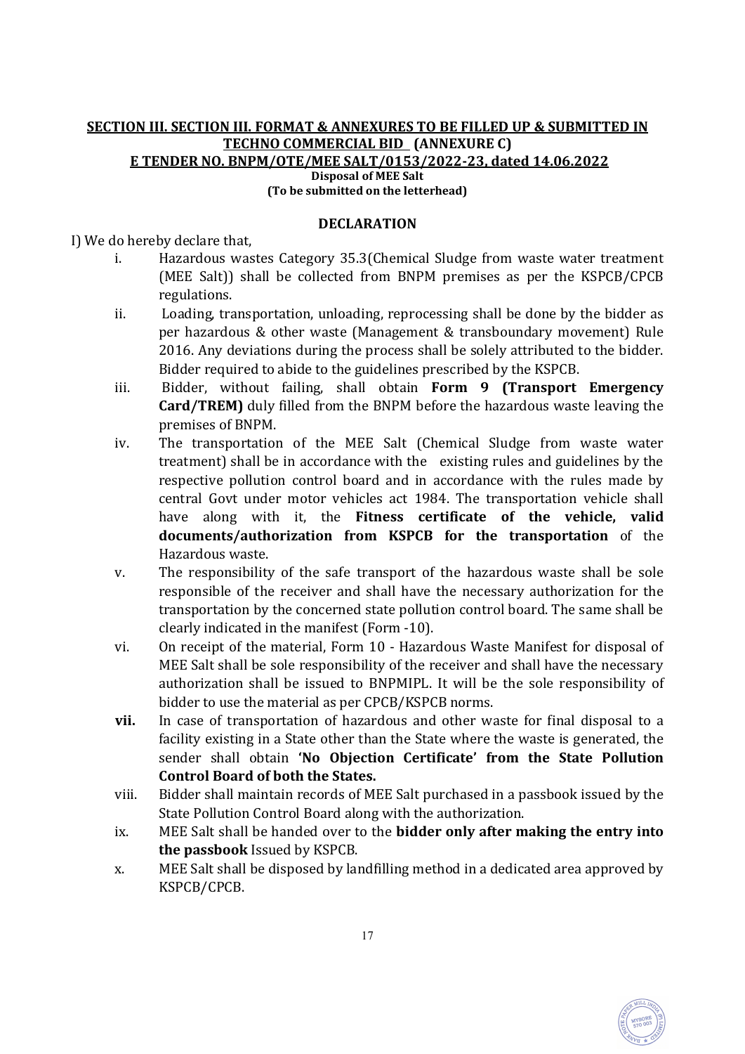**SECTION III. SECTION III. FORMAT & ANNEXURES TO BE FILLED UP & SUBMITTED IN TECHNO COMMERCIAL BID (ANNEXURE C)**

**E TENDER NO. BNPM/OTE/MEE SALT/0153/2022-23, dated 14.06.2022**

**Disposal of MEE Salt**

**(To be submitted on the letterhead)**

**DECLARATION**

I) We do hereby declare that,

i. Hazardous wastes Category 35.3(Chemical Sludge from waste water treatment (MEE Salt)) shall be collected from BNPM premises as per the KSPCB/CPCB regulations.

ii. Loading, transportation, unloading, reprocessing shall be done by the bidder as per hazardous & other waste (Management & transboundary movement) Rule 2016. Any deviations during the process shall be solely attributed to the bidder. Bidder required to abide to the guidelines prescribed by the KSPCB.

iii. Bidder, without failing, shall obtain **Form 9 (Transport Emergency Card/TREM)** duly filled from the BNPM before the hazardous waste leaving the premises of BNPM.

iv. The transportation of the MEE Salt (Chemical Sludge from waste water treatment) shall be in accordance with the existing rules and guidelines by the respective pollution control board and in accordance with the rules made by central Govt under motor vehicles act 1984. The transportation vehicle shall have along with it, the **Fitness certificate of the vehicle, valid documents/authorization from KSPCB for the transportation** of the Hazardous waste.

v. The responsibility of the safe transport of the hazardous waste shall be sole responsible of the receiver and shall have the necessary authorization for the transportation by the concerned state pollution control board. The same shall be clearly indicated in the manifest (Form -10).

vi. On receipt of the material, Form 10 - Hazardous Waste Manifest for disposal of MEE Salt shall be sole responsibility of the receiver and shall have the necessary authorization shall be issued to BNPMIPL. It will be the sole responsibility of bidder to use the material as per CPCB/KSPCB norms.

**vii.** In case of transportation of hazardous and other waste for final disposal to a facility existing in a State other than the State where the waste is generated, the sender shall obtain **'No Objection Certificate' from the State Pollution Control Board of both the States.**

viii. Bidder shall maintain records of MEE Salt purchased in a passbook issued by the State Pollution Control Board along with the authorization.

ix. MEE Salt shall be handed over to the **bidder only after making the entry into the passbook** Issued by KSPCB.

x. MEE Salt shall be disposed by landfilling method in a dedicated area approved by KSPCB/CPCB.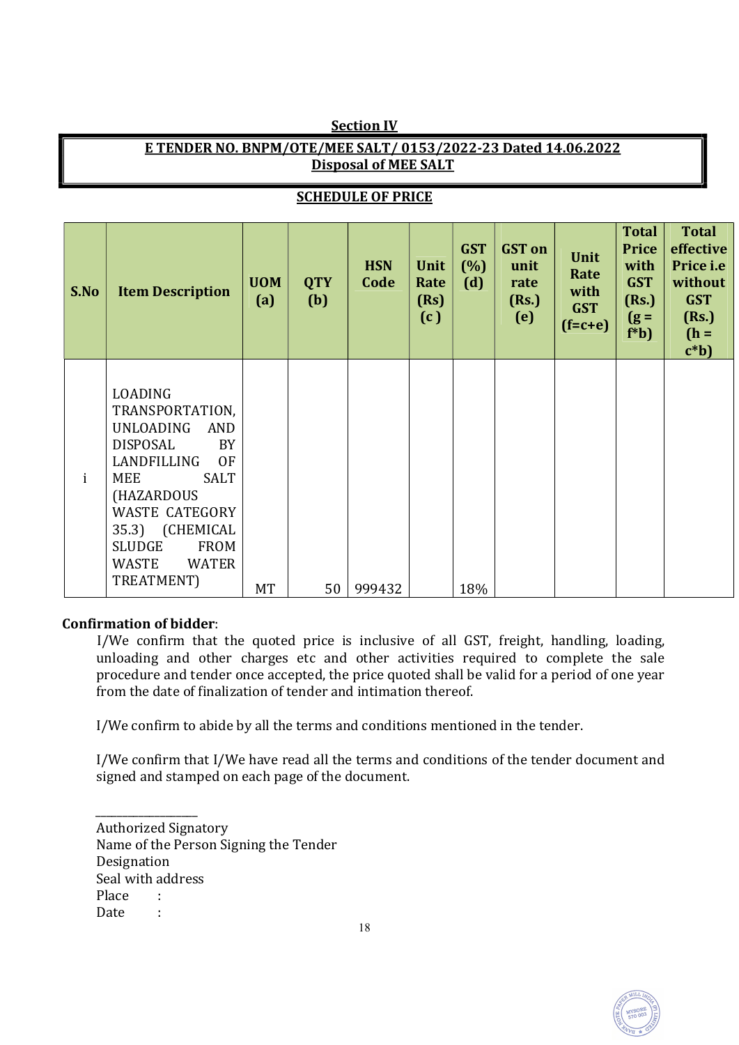## Section IV

**E TENDER NO. BNPM/OTE/MEE SALT/ 0153/2022-23 Dated 14.06.2022**
**Disposal of MEE SALT**

**SCHEDULE OF PRICE**

| S.No | Item Description | UOM (a) | QTY (b) | HSN Code | Unit Rate (Rs) (c ) | GST (%) (d) | GST on unit rate (Rs.) (e) | Unit Rate with GST (f=c+e) | Total Price with GST (Rs.) (g = f*b) | Total effective Price i.e without GST (Rs.) (h = c*b) |
|---|---|---|---|---|---|---|---|---|---|---|
| i | LOADING TRANSPORTATION, UNLOADING AND DISPOSAL BY LANDFILLING OF MEE SALT (HAZARDOUS WASTE CATEGORY 35.3) (CHEMICAL SLUDGE FROM WASTE WATER TREATMENT) | MT | 50 | 999432 | | 18% | | | | |

**Confirmation of bidder**:

I/We confirm that the quoted price is inclusive of all GST, freight, handling, loading, unloading and other charges etc and other activities required to complete the sale procedure and tender once accepted, the price quoted shall be valid for a period of one year from the date of finalization of tender and intimation thereof.

I/We confirm to abide by all the terms and conditions mentioned in the tender.

I/We confirm that I/We have read all the terms and conditions of the tender document and signed and stamped on each page of the document.

\_\_\_\_\_\_\_\_\_\_\_\_\_\_\_\_\_\_\_\_

Authorized Signatory
Name of the Person Signing the Tender
Designation
Seal with address
Place :
Date :